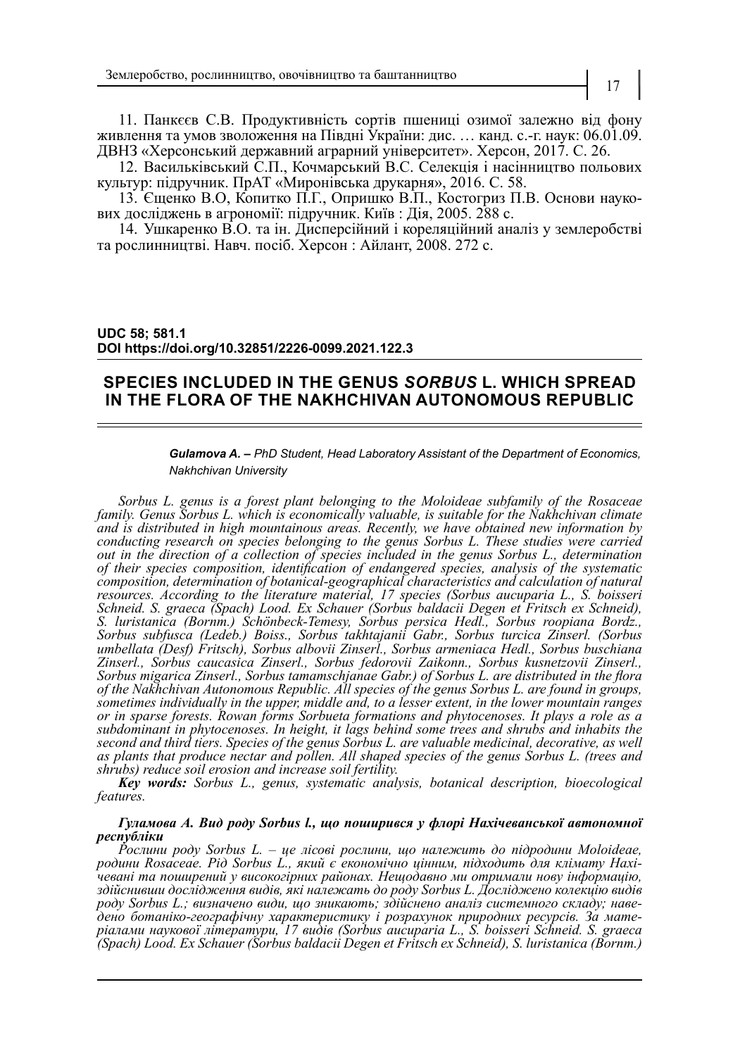11. Панкєєв С.В. Продуктивність сортів пшениці озимої залежно від фону живлення та умов зволоження на Півдні України: дис. … канд. с.-г. наук: 06.01.09. ДВНЗ «Херсонський державний аграрний університет». Херсон, 2017. С. 26.

12. Васильківський С.П., Кочмарський В.С. Селекція і насінництво польових культур: підручник. ПрАТ «Миронівська друкарня», 2016. С. 58.

13. Єщенко В.О, Копитко П.Г., Опришко В.П., Костогриз П.В. Основи наукових досліджень в агрономії: підручник. Київ : Дія, 2005. 288 с.

14. Ушкаренко В.О. та ін. Дисперсійний і кореляційний аналіз у землеробстві та рослинництві. Навч. посіб. Херсон : Айлант, 2008. 272 с.

**UDC 58; 581.1**
**DOI https://doi.org/10.32851/2226-0099.2021.122.3**

# SPECIES INCLUDED IN THE GENUS *SORBUS* L. WHICH SPREAD IN THE FLORA OF THE NAKHCHIVAN AUTONOMOUS REPUBLIC

***Gulamova A.** – PhD Student, Head Laboratory Assistant of the Department of Economics, Nakhchivan University*

*Sorbus L. genus is a forest plant belonging to the Moloideae subfamily of the Rosaceae family. Genus Sorbus L. which is economically valuable, is suitable for the Nakhchivan climate and is distributed in high mountainous areas. Recently, we have obtained new information by conducting research on species belonging to the genus Sorbus L. These studies were carried out in the direction of a collection of species included in the genus Sorbus L., determination of their species composition, identification of endangered species, analysis of the systematic composition, determination of botanical-geographical characteristics and calculation of natural resources. According to the literature material, 17 species (Sorbus aucuparia L., S. boisseri Schneid. S. graeca (Spach) Lood. Ex Schauer (Sorbus baldacii Degen et Fritsch ex Schneid), S. luristanica (Bornm.) Schönbeck-Temesy, Sorbus persica Hedl., Sorbus roopiana Bordz., Sorbus subfusca (Ledeb.) Boiss., Sorbus takhtajanii Gabr., Sorbus turcica Zinserl. (Sorbus umbellata (Desf) Fritsch), Sorbus albovii Zinserl., Sorbus armeniaca Hedl., Sorbus buschiana Zinserl., Sorbus caucasica Zinserl., Sorbus fedorovii Zaikonn., Sorbus kusnetzovii Zinserl., Sorbus migarica Zinserl., Sorbus tamamschjanae Gabr.) of Sorbus L. are distributed in the flora of the Nakhchivan Autonomous Republic. All species of the genus Sorbus L. are found in groups, sometimes individually in the upper, middle and, to a lesser extent, in the lower mountain ranges or in sparse forests. Rowan forms Sorbueta formations and phytocenoses. It plays a role as a subdominant in phytocenoses. In height, it lags behind some trees and shrubs and inhabits the second and third tiers. Species of the genus Sorbus L. are valuable medicinal, decorative, as well as plants that produce nectar and pollen. All shaped species of the genus Sorbus L. (trees and shrubs) reduce soil erosion and increase soil fertility.*

***Key words:** Sorbus L., genus, systematic analysis, botanical description, bioecological features.*

***Гуламова А. Вид роду Sorbus l., що поширився у флорі Нахічеванської автономної республіки***

*Рослини роду Sorbus L. – це лісові рослини, що належить до підродини Moloideae, родини Rosaceae. Рід Sorbus L., який є економічно цінним, підходить для клімату Нахічевані та поширений у високогірних районах. Нещодавно ми отримали нову інформацію, здійснивши дослідження видів, які належать до роду Sorbus L. Досліджено колекцію видів роду Sorbus L.; визначено види, що зникають; здійснено аналіз системного складу; наведено ботаніко-географічну характеристику і розрахунок природних ресурсів. За матеріалами наукової літератури, 17 видів (Sorbus aucuparia L., S. boisseri Schneid. S. graeca (Spach) Lood. Ex Schauer (Sorbus baldacii Degen et Fritsch ex Schneid), S. luristanica (Bornm.)*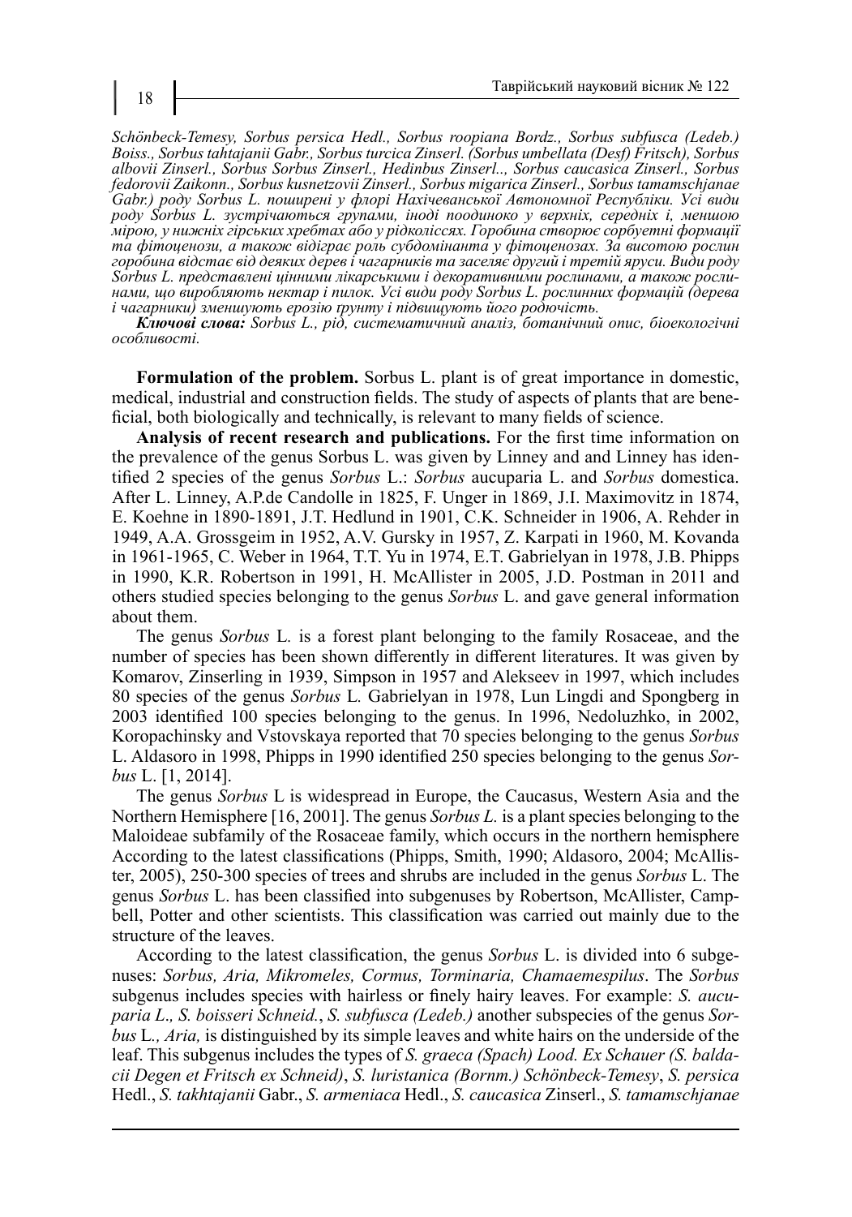*Schönbeck-Temesy, Sorbus persica Hedl., Sorbus roopiana Bordz., Sorbus subfusca (Ledeb.) Boiss., Sorbus tahtajanii Gabr., Sorbus turcica Zinserl. (Sorbus umbellata (Desf) Fritsch), Sorbus albovii Zinserl., Sorbus Sorbus Zinserl., Hedinbus Zinserl.., Sorbus caucasica Zinserl., Sorbus fedorovii Zaikonn., Sorbus kusnetzovii Zinserl., Sorbus migarica Zinserl., Sorbus tamamschjanae Gabr.) роду Sorbus L. поширені у флорі Нахічеванської Автономної Республіки. Усі види роду Sorbus L. зустрічаються групами, іноді поодиноко у верхніх, середніх і, меншою мірою, у нижніх гірських хребтах або у рідколіссях. Горобина створює сорбуетні формації та фітоценози, а також відіграє роль субдомінанта у фітоценозах. За висотою рослин горобина відстає від деяких дерев і чагарників та заселяє другий і третій яруси. Види роду Sorbus L. представлені цінними лікарськими і декоративними рослинами, а також рослинами, що виробляють нектар і пилок. Усі види роду Sorbus L. рослинних формацій (дерева і чагарники) зменшують ерозію ґрунту і підвищують його родючість.*

***Ключові слова:*** *Sorbus L., рід, систематичний аналіз, ботанічний опис, біоекологічні особливості.*

**Formulation of the problem.** Sorbus L. plant is of great importance in domestic, medical, industrial and construction fields. The study of aspects of plants that are beneficial, both biologically and technically, is relevant to many fields of science.

**Analysis of recent research and publications.** For the first time information on the prevalence of the genus Sorbus L. was given by Linney and and Linney has identified 2 species of the genus *Sorbus* L.: *Sorbus* aucuparia L. and *Sorbus* domestica. After L. Linney, A.P.de Candolle in 1825, F. Unger in 1869, J.I. Maximovitz in 1874, E. Koehne in 1890-1891, J.T. Hedlund in 1901, C.K. Schneider in 1906, A. Rehder in 1949, A.A. Grossgeim in 1952, A.V. Gursky in 1957, Z. Karpati in 1960, M. Kovanda in 1961-1965, C. Weber in 1964, T.T. Yu in 1974, E.T. Gabrielyan in 1978, J.B. Phipps in 1990, K.R. Robertson in 1991, H. McAllister in 2005, J.D. Postman in 2011 and others studied species belonging to the genus *Sorbus* L. and gave general information about them.

The genus *Sorbus* L. is a forest plant belonging to the family Rosaceae, and the number of species has been shown differently in different literatures. It was given by Komarov, Zinserling in 1939, Simpson in 1957 and Alekseev in 1997, which includes 80 species of the genus *Sorbus* L. Gabrielyan in 1978, Lun Lingdi and Spongberg in 2003 identified 100 species belonging to the genus. In 1996, Nedoluzhko, in 2002, Koropachinsky and Vstovskaya reported that 70 species belonging to the genus *Sorbus* L. Aldasoro in 1998, Phipps in 1990 identified 250 species belonging to the genus *Sorbus* L. [1, 2014].

The genus *Sorbus* L is widespread in Europe, the Caucasus, Western Asia and the Northern Hemisphere [16, 2001]. The genus *Sorbus L.* is a plant species belonging to the Maloideae subfamily of the Rosaceae family, which occurs in the northern hemisphere According to the latest classifications (Phipps, Smith, 1990; Aldasoro, 2004; McAllister, 2005), 250-300 species of trees and shrubs are included in the genus *Sorbus* L. The genus *Sorbus* L. has been classified into subgenuses by Robertson, McAllister, Campbell, Potter and other scientists. This classification was carried out mainly due to the structure of the leaves.

According to the latest classification, the genus *Sorbus* L. is divided into 6 subgenuses: *Sorbus, Aria, Mikromeles, Cormus, Torminaria, Chamaemespilus*. The *Sorbus* subgenus includes species with hairless or finely hairy leaves. For example: *S. aucuparia L., S. boisseri Schneid.*, *S. subfusca (Ledeb.)* another subspecies of the genus *Sorbus* L.*, Aria,* is distinguished by its simple leaves and white hairs on the underside of the leaf. This subgenus includes the types of *S. graeca (Spach) Lood. Ex Schauer (S. baldacii Degen et Fritsch ex Schneid)*, *S. luristanica (Bornm.) Schönbeck-Temesy*, *S. persica* Hedl., *S. takhtajanii* Gabr., *S. armeniaca* Hedl., *S. caucasica* Zinserl., *S. tamamschjanae*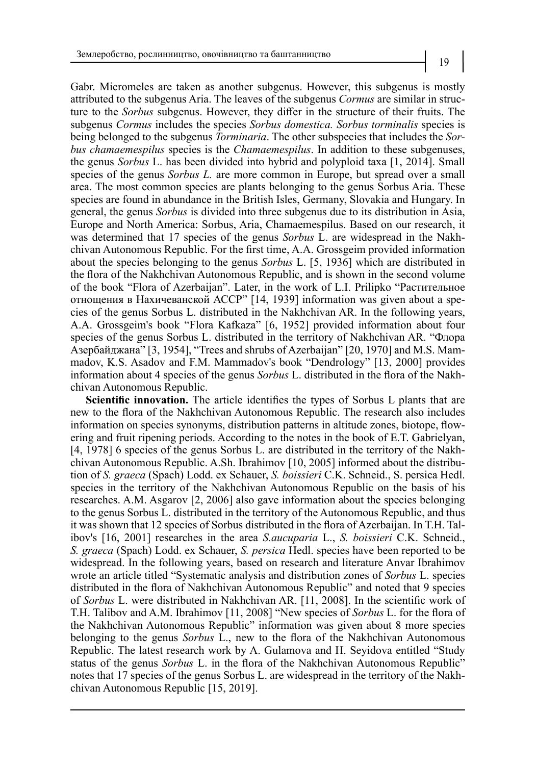Gabr. Micromeles are taken as another subgenus. However, this subgenus is mostly attributed to the subgenus Aria. The leaves of the subgenus *Cormus* are similar in structure to the *Sorbus* subgenus. However, they differ in the structure of their fruits. The subgenus *Cormus* includes the species *Sorbus domestica. Sorbus torminalis* species is being belonged to the subgenus *Torminaria*. The other subspecies that includes the *Sorbus chamaemespilus* species is the *Chamaemespilus*. In addition to these subgenuses, the genus *Sorbus* L. has been divided into hybrid and polyploid taxa [1, 2014]. Small species of the genus *Sorbus L.* are more common in Europe, but spread over a small area. The most common species are plants belonging to the genus Sorbus Aria. These species are found in abundance in the British Isles, Germany, Slovakia and Hungary. In general, the genus *Sorbus* is divided into three subgenus due to its distribution in Asia, Europe and North America: Sorbus, Aria, Chamaemespilus. Based on our research, it was determined that 17 species of the genus *Sorbus* L. are widespread in the Nakhchivan Autonomous Republic. For the first time, A.A. Grossgeim provided information about the species belonging to the genus *Sorbus* L. [5, 1936] which are distributed in the flora of the Nakhchivan Autonomous Republic, and is shown in the second volume of the book "Flora of Azerbaijan". Later, in the work of L.I. Prilipko "Растительное отнощения в Нахичеванской АССР" [14, 1939] information was given about a species of the genus Sorbus L. distributed in the Nakhchivan AR. In the following years, A.A. Grossgeim's book "Flora Kafkaza" [6, 1952] provided information about four species of the genus Sorbus L. distributed in the territory of Nakhchivan AR. "Флора Азербайджана" [3, 1954], "Trees and shrubs of Azerbaijan" [20, 1970] and M.S. Mammadov, K.S. Asadov and F.M. Mammadov's book "Dendrology" [13, 2000] provides information about 4 species of the genus *Sorbus* L. distributed in the flora of the Nakhchivan Autonomous Republic.

**Scientific innovation.** The article identifies the types of Sorbus L plants that are new to the flora of the Nakhchivan Autonomous Republic. The research also includes information on species synonyms, distribution patterns in altitude zones, biotope, flowering and fruit ripening periods. According to the notes in the book of E.T. Gabrielyan, [4, 1978] 6 species of the genus Sorbus L. are distributed in the territory of the Nakhchivan Autonomous Republic. A.Sh. Ibrahimov [10, 2005] informed about the distribution of *S. graeca* (Spach) Lodd. ex Schauer, *S. boissieri* C.K. Schneid., S. persica Hedl. species in the territory of the Nakhchivan Autonomous Republic on the basis of his researches. A.M. Asgarov [2, 2006] also gave information about the species belonging to the genus Sorbus L. distributed in the territory of the Autonomous Republic, and thus it was shown that 12 species of Sorbus distributed in the flora of Azerbaijan. In T.H. Talibov's [16, 2001] researches in the area *S.aucuparia* L., *S. boissieri* C.K. Schneid., *S. graeca* (Spach) Lodd. ex Schauer, *S. persica* Hedl. species have been reported to be widespread. In the following years, based on research and literature Anvar Ibrahimov wrote an article titled "Systematic analysis and distribution zones of *Sorbus* L. species distributed in the flora of Nakhchivan Autonomous Republic" and noted that 9 species of *Sorbus* L. were distributed in Nakhchivan AR. [11, 2008]. In the scientific work of T.H. Talibov and A.M. Ibrahimov [11, 2008] "New species of *Sorbus* L. for the flora of the Nakhchivan Autonomous Republic" information was given about 8 more species belonging to the genus *Sorbus* L., new to the flora of the Nakhchivan Autonomous Republic. The latest research work by A. Gulamova and H. Seyidova entitled "Study status of the genus *Sorbus* L. in the flora of the Nakhchivan Autonomous Republic" notes that 17 species of the genus Sorbus L. are widespread in the territory of the Nakhchivan Autonomous Republic [15, 2019].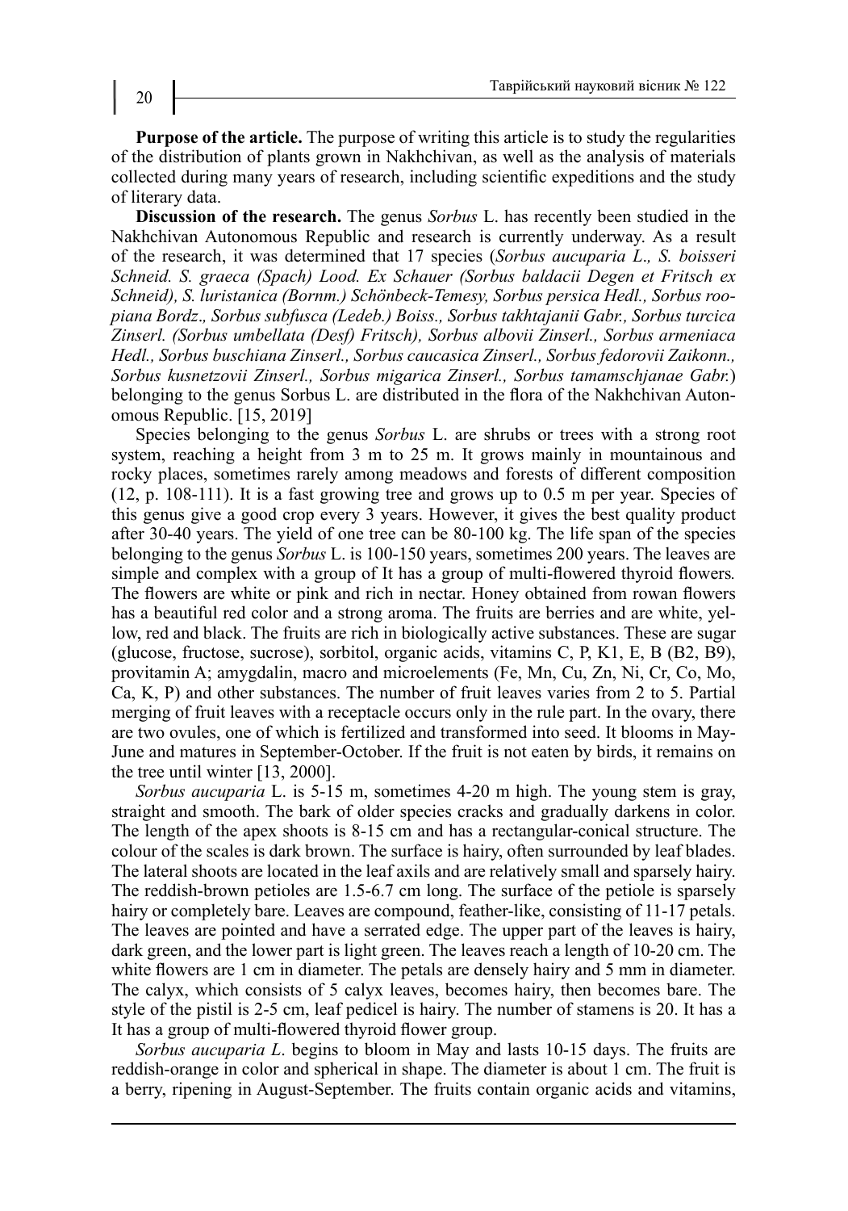**Purpose of the article.** The purpose of writing this article is to study the regularities of the distribution of plants grown in Nakhchivan, as well as the analysis of materials collected during many years of research, including scientific expeditions and the study of literary data.

**Discussion of the research.** The genus *Sorbus* L. has recently been studied in the Nakhchivan Autonomous Republic and research is currently underway. As a result of the research, it was determined that 17 species (*Sorbus aucuparia L., S. boisseri Schneid. S. graeca (Spach) Lood. Ex Schauer (Sorbus baldacii Degen et Fritsch ex Schneid), S. luristanica (Bornm.) Schönbeck-Temesy, Sorbus persica Hedl., Sorbus roopiana Bordz., Sorbus subfusca (Ledeb.) Boiss., Sorbus takhtajanii Gabr., Sorbus turcica Zinserl. (Sorbus umbellata (Desf) Fritsch), Sorbus albovii Zinserl., Sorbus armeniaca Hedl., Sorbus buschiana Zinserl., Sorbus caucasica Zinserl., Sorbus fedorovii Zaikonn., Sorbus kusnetzovii Zinserl., Sorbus migarica Zinserl., Sorbus tamamschjanae Gabr.*) belonging to the genus Sorbus L. are distributed in the flora of the Nakhchivan Autonomous Republic. [15, 2019]

Species belonging to the genus *Sorbus* L. are shrubs or trees with a strong root system, reaching a height from 3 m to 25 m. It grows mainly in mountainous and rocky places, sometimes rarely among meadows and forests of different composition (12, p. 108-111). It is a fast growing tree and grows up to 0.5 m per year. Species of this genus give a good crop every 3 years. However, it gives the best quality product after 30-40 years. The yield of one tree can be 80-100 kg. The life span of the species belonging to the genus *Sorbus* L. is 100-150 years, sometimes 200 years. The leaves are simple and complex with a group of It has a group of multi-flowered thyroid flowers*.* The flowers are white or pink and rich in nectar. Honey obtained from rowan flowers has a beautiful red color and a strong aroma. The fruits are berries and are white, yellow, red and black. The fruits are rich in biologically active substances. These are sugar (glucose, fructose, sucrose), sorbitol, organic acids, vitamins C, P, K1, E, B (B2, B9), provitamin A; amygdalin, macro and microelements (Fe, Mn, Cu, Zn, Ni, Cr, Co, Mo, Ca, K, P) and other substances. The number of fruit leaves varies from 2 to 5. Partial merging of fruit leaves with a receptacle occurs only in the rule part. In the ovary, there are two ovules, one of which is fertilized and transformed into seed. It blooms in May-June and matures in September-October. If the fruit is not eaten by birds, it remains on the tree until winter [13, 2000].

*Sorbus aucuparia* L. is 5-15 m, sometimes 4-20 m high. The young stem is gray, straight and smooth. The bark of older species cracks and gradually darkens in color. The length of the apex shoots is 8-15 cm and has a rectangular-conical structure. The colour of the scales is dark brown. The surface is hairy, often surrounded by leaf blades. The lateral shoots are located in the leaf axils and are relatively small and sparsely hairy. The reddish-brown petioles are 1.5-6.7 cm long. The surface of the petiole is sparsely hairy or completely bare. Leaves are compound, feather-like, consisting of 11-17 petals. The leaves are pointed and have a serrated edge. The upper part of the leaves is hairy, dark green, and the lower part is light green. The leaves reach a length of 10-20 cm. The white flowers are 1 cm in diameter. The petals are densely hairy and 5 mm in diameter. The calyx, which consists of 5 calyx leaves, becomes hairy, then becomes bare. The style of the pistil is 2-5 cm, leaf pedicel is hairy. The number of stamens is 20. It has a It has a group of multi-flowered thyroid flower group.

*Sorbus aucuparia L.* begins to bloom in May and lasts 10-15 days. The fruits are reddish-orange in color and spherical in shape. The diameter is about 1 cm. The fruit is a berry, ripening in August-September. The fruits contain organic acids and vitamins,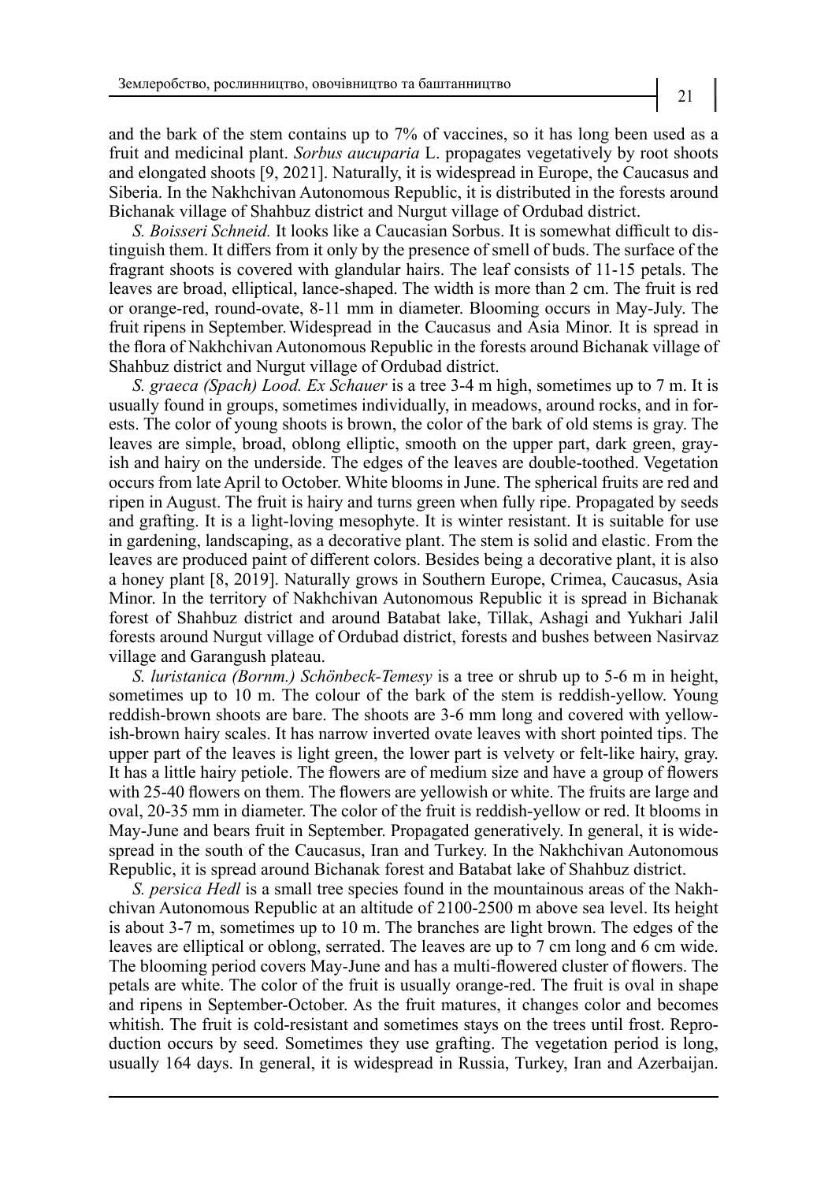and the bark of the stem contains up to 7% of vaccines, so it has long been used as a fruit and medicinal plant. *Sorbus aucuparia* L. propagates vegetatively by root shoots and elongated shoots [9, 2021]. Naturally, it is widespread in Europe, the Caucasus and Siberia. In the Nakhchivan Autonomous Republic, it is distributed in the forests around Bichanak village of Shahbuz district and Nurgut village of Ordubad district.

*S. Boisseri Schneid.* It looks like a Caucasian Sorbus. It is somewhat difficult to distinguish them. It differs from it only by the presence of smell of buds. The surface of the fragrant shoots is covered with glandular hairs. The leaf consists of 11-15 petals. The leaves are broad, elliptical, lance-shaped. The width is more than 2 cm. The fruit is red or orange-red, round-ovate, 8-11 mm in diameter. Blooming occurs in May-July. The fruit ripens in September. Widespread in the Caucasus and Asia Minor. It is spread in the flora of Nakhchivan Autonomous Republic in the forests around Bichanak village of Shahbuz district and Nurgut village of Ordubad district.

*S. graeca (Spach) Lood. Ex Schauer* is a tree 3-4 m high, sometimes up to 7 m. It is usually found in groups, sometimes individually, in meadows, around rocks, and in forests. The color of young shoots is brown, the color of the bark of old stems is gray. The leaves are simple, broad, oblong elliptic, smooth on the upper part, dark green, grayish and hairy on the underside. The edges of the leaves are double-toothed. Vegetation occurs from late April to October. White blooms in June. The spherical fruits are red and ripen in August. The fruit is hairy and turns green when fully ripe. Propagated by seeds and grafting. It is a light-loving mesophyte. It is winter resistant. It is suitable for use in gardening, landscaping, as a decorative plant. The stem is solid and elastic. From the leaves are produced paint of different colors. Besides being a decorative plant, it is also a honey plant [8, 2019]. Naturally grows in Southern Europe, Crimea, Caucasus, Asia Minor. In the territory of Nakhchivan Autonomous Republic it is spread in Bichanak forest of Shahbuz district and around Batabat lake, Tillak, Ashagi and Yukhari Jalil forests around Nurgut village of Ordubad district, forests and bushes between Nasirvaz village and Garangush plateau.

*S. luristanica (Bornm.) Schönbeck-Temesy* is a tree or shrub up to 5-6 m in height, sometimes up to 10 m. The colour of the bark of the stem is reddish-yellow. Young reddish-brown shoots are bare. The shoots are 3-6 mm long and covered with yellowish-brown hairy scales. It has narrow inverted ovate leaves with short pointed tips. The upper part of the leaves is light green, the lower part is velvety or felt-like hairy, gray. It has a little hairy petiole. The flowers are of medium size and have a group of flowers with 25-40 flowers on them. The flowers are yellowish or white. The fruits are large and oval, 20-35 mm in diameter. The color of the fruit is reddish-yellow or red. It blooms in May-June and bears fruit in September. Propagated generatively. In general, it is widespread in the south of the Caucasus, Iran and Turkey. In the Nakhchivan Autonomous Republic, it is spread around Bichanak forest and Batabat lake of Shahbuz district.

*S. persica Hedl* is a small tree species found in the mountainous areas of the Nakhchivan Autonomous Republic at an altitude of 2100-2500 m above sea level. Its height is about 3-7 m, sometimes up to 10 m. The branches are light brown. The edges of the leaves are elliptical or oblong, serrated. The leaves are up to 7 cm long and 6 cm wide. The blooming period covers May-June and has a multi-flowered cluster of flowers. The petals are white. The color of the fruit is usually orange-red. The fruit is oval in shape and ripens in September-October. As the fruit matures, it changes color and becomes whitish. The fruit is cold-resistant and sometimes stays on the trees until frost. Reproduction occurs by seed. Sometimes they use grafting. The vegetation period is long, usually 164 days. In general, it is widespread in Russia, Turkey, Iran and Azerbaijan.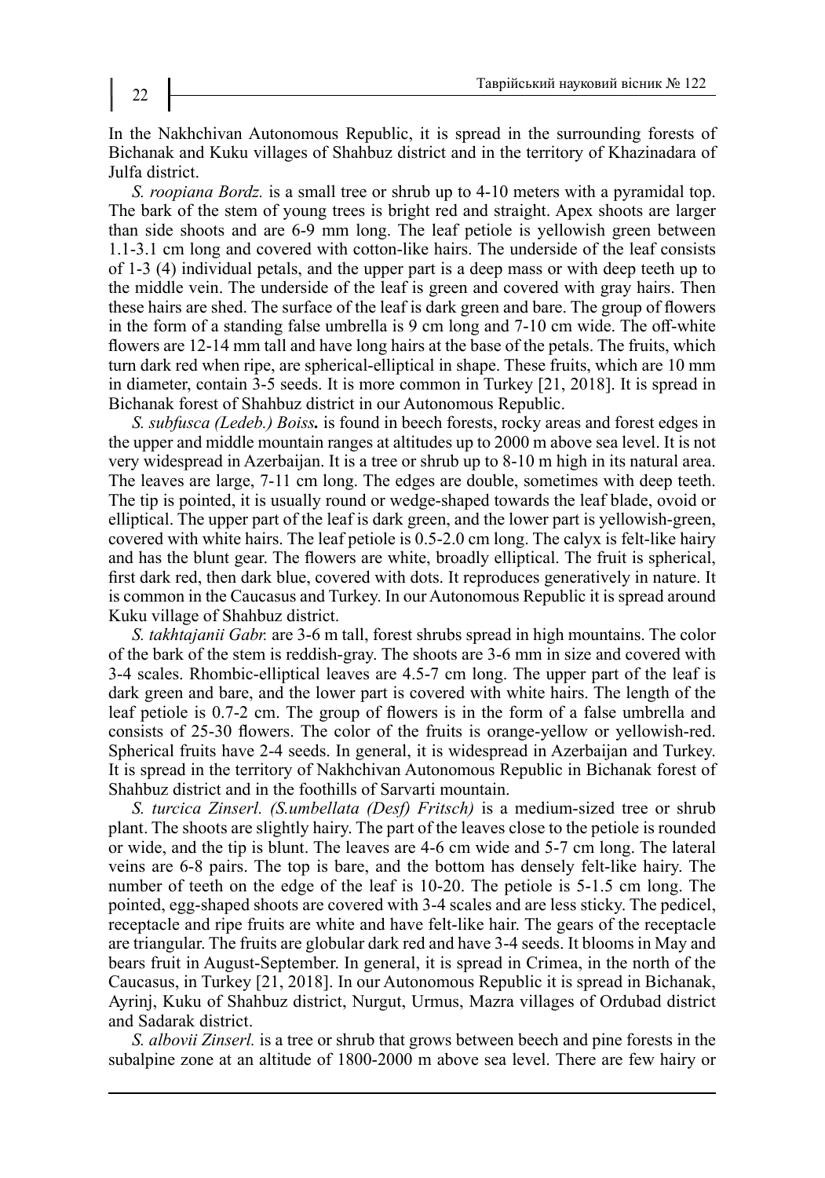In the Nakhchivan Autonomous Republic, it is spread in the surrounding forests of Bichanak and Kuku villages of Shahbuz district and in the territory of Khazinadara of Julfa district.

*S. roopiana Bordz.* is a small tree or shrub up to 4-10 meters with a pyramidal top. The bark of the stem of young trees is bright red and straight. Apex shoots are larger than side shoots and are 6-9 mm long. The leaf petiole is yellowish green between 1.1-3.1 cm long and covered with cotton-like hairs. The underside of the leaf consists of 1-3 (4) individual petals, and the upper part is a deep mass or with deep teeth up to the middle vein. The underside of the leaf is green and covered with gray hairs. Then these hairs are shed. The surface of the leaf is dark green and bare. The group of flowers in the form of a standing false umbrella is 9 cm long and 7-10 cm wide. The off-white flowers are 12-14 mm tall and have long hairs at the base of the petals. The fruits, which turn dark red when ripe, are spherical-elliptical in shape. These fruits, which are 10 mm in diameter, contain 3-5 seeds. It is more common in Turkey [21, 2018]. It is spread in Bichanak forest of Shahbuz district in our Autonomous Republic.

*S. subfusca (Ledeb.) Boiss***.** is found in beech forests, rocky areas and forest edges in the upper and middle mountain ranges at altitudes up to 2000 m above sea level. It is not very widespread in Azerbaijan. It is a tree or shrub up to 8-10 m high in its natural area. The leaves are large, 7-11 cm long. The edges are double, sometimes with deep teeth. The tip is pointed, it is usually round or wedge-shaped towards the leaf blade, ovoid or elliptical. The upper part of the leaf is dark green, and the lower part is yellowish-green, covered with white hairs. The leaf petiole is 0.5-2.0 cm long. The calyx is felt-like hairy and has the blunt gear. The flowers are white, broadly elliptical. The fruit is spherical, first dark red, then dark blue, covered with dots. It reproduces generatively in nature. It is common in the Caucasus and Turkey. In our Autonomous Republic it is spread around Kuku village of Shahbuz district.

*S. takhtajanii Gabr.* are 3-6 m tall, forest shrubs spread in high mountains. The color of the bark of the stem is reddish-gray. The shoots are 3-6 mm in size and covered with 3-4 scales. Rhombic-elliptical leaves are 4.5-7 cm long. The upper part of the leaf is dark green and bare, and the lower part is covered with white hairs. The length of the leaf petiole is 0.7-2 cm. The group of flowers is in the form of a false umbrella and consists of 25-30 flowers. The color of the fruits is orange-yellow or yellowish-red. Spherical fruits have 2-4 seeds. In general, it is widespread in Azerbaijan and Turkey. It is spread in the territory of Nakhchivan Autonomous Republic in Bichanak forest of Shahbuz district and in the foothills of Sarvarti mountain.

*S. turcica Zinserl. (S.umbellata (Desf) Fritsch)* is a medium-sized tree or shrub plant. The shoots are slightly hairy. The part of the leaves close to the petiole is rounded or wide, and the tip is blunt. The leaves are 4-6 cm wide and 5-7 cm long. The lateral veins are 6-8 pairs. The top is bare, and the bottom has densely felt-like hairy. The number of teeth on the edge of the leaf is 10-20. The petiole is 5-1.5 cm long. The pointed, egg-shaped shoots are covered with 3-4 scales and are less sticky. The pedicel, receptacle and ripe fruits are white and have felt-like hair. The gears of the receptacle are triangular. The fruits are globular dark red and have 3-4 seeds. It blooms in May and bears fruit in August-September. In general, it is spread in Crimea, in the north of the Caucasus, in Turkey [21, 2018]. In our Autonomous Republic it is spread in Bichanak, Ayrinj, Kuku of Shahbuz district, Nurgut, Urmus, Mazra villages of Ordubad district and Sadarak district.

*S. albovii Zinserl.* is a tree or shrub that grows between beech and pine forests in the subalpine zone at an altitude of 1800-2000 m above sea level. There are few hairy or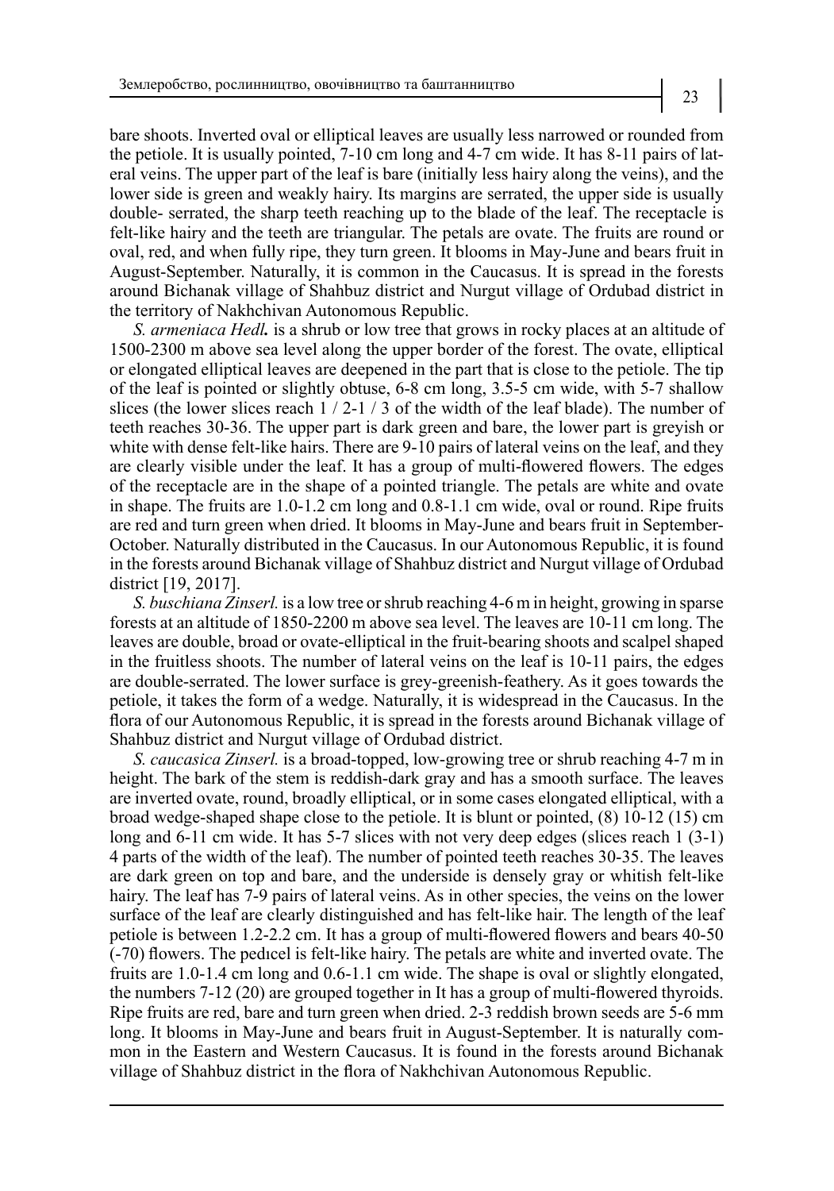bare shoots. Inverted oval or elliptical leaves are usually less narrowed or rounded from the petiole. It is usually pointed, 7-10 cm long and 4-7 cm wide. It has 8-11 pairs of lateral veins. The upper part of the leaf is bare (initially less hairy along the veins), and the lower side is green and weakly hairy. Its margins are serrated, the upper side is usually double- serrated, the sharp teeth reaching up to the blade of the leaf. The receptacle is felt-like hairy and the teeth are triangular. The petals are ovate. The fruits are round or oval, red, and when fully ripe, they turn green. It blooms in May-June and bears fruit in August-September. Naturally, it is common in the Caucasus. It is spread in the forests around Bichanak village of Shahbuz district and Nurgut village of Ordubad district in the territory of Nakhchivan Autonomous Republic.

*S. armeniaca Hedl.* is a shrub or low tree that grows in rocky places at an altitude of 1500-2300 m above sea level along the upper border of the forest. The ovate, elliptical or elongated elliptical leaves are deepened in the part that is close to the petiole. The tip of the leaf is pointed or slightly obtuse, 6-8 cm long, 3.5-5 cm wide, with 5-7 shallow slices (the lower slices reach 1 / 2-1 / 3 of the width of the leaf blade). The number of teeth reaches 30-36. The upper part is dark green and bare, the lower part is greyish or white with dense felt-like hairs. There are 9-10 pairs of lateral veins on the leaf, and they are clearly visible under the leaf. It has a group of multi-flowered flowers. The edges of the receptacle are in the shape of a pointed triangle. The petals are white and ovate in shape. The fruits are 1.0-1.2 cm long and 0.8-1.1 cm wide, oval or round. Ripe fruits are red and turn green when dried. It blooms in May-June and bears fruit in September-October. Naturally distributed in the Caucasus. In our Autonomous Republic, it is found in the forests around Bichanak village of Shahbuz district and Nurgut village of Ordubad district [19, 2017].

*S. buschiana Zinserl.* is a low tree or shrub reaching 4-6 m in height, growing in sparse forests at an altitude of 1850-2200 m above sea level. The leaves are 10-11 cm long. The leaves are double, broad or ovate-elliptical in the fruit-bearing shoots and scalpel shaped in the fruitless shoots. The number of lateral veins on the leaf is 10-11 pairs, the edges are double-serrated. The lower surface is grey-greenish-feathery. As it goes towards the petiole, it takes the form of a wedge. Naturally, it is widespread in the Caucasus. In the flora of our Autonomous Republic, it is spread in the forests around Bichanak village of Shahbuz district and Nurgut village of Ordubad district.

*S. caucasica Zinserl.* is a broad-topped, low-growing tree or shrub reaching 4-7 m in height. The bark of the stem is reddish-dark gray and has a smooth surface. The leaves are inverted ovate, round, broadly elliptical, or in some cases elongated elliptical, with a broad wedge-shaped shape close to the petiole. It is blunt or pointed, (8) 10-12 (15) cm long and 6-11 cm wide. It has 5-7 slices with not very deep edges (slices reach 1 (3-1) 4 parts of the width of the leaf). The number of pointed teeth reaches 30-35. The leaves are dark green on top and bare, and the underside is densely gray or whitish felt-like hairy. The leaf has 7-9 pairs of lateral veins. As in other species, the veins on the lower surface of the leaf are clearly distinguished and has felt-like hair. The length of the leaf petiole is between 1.2-2.2 cm. It has a group of multi-flowered flowers and bears 40-50 (-70) flowers. The pedıcel is felt-like hairy. The petals are white and inverted ovate. The fruits are 1.0-1.4 cm long and 0.6-1.1 cm wide. The shape is oval or slightly elongated, the numbers 7-12 (20) are grouped together in It has a group of multi-flowered thyroids. Ripe fruits are red, bare and turn green when dried. 2-3 reddish brown seeds are 5-6 mm long. It blooms in May-June and bears fruit in August-September. It is naturally common in the Eastern and Western Caucasus. It is found in the forests around Bichanak village of Shahbuz district in the flora of Nakhchivan Autonomous Republic.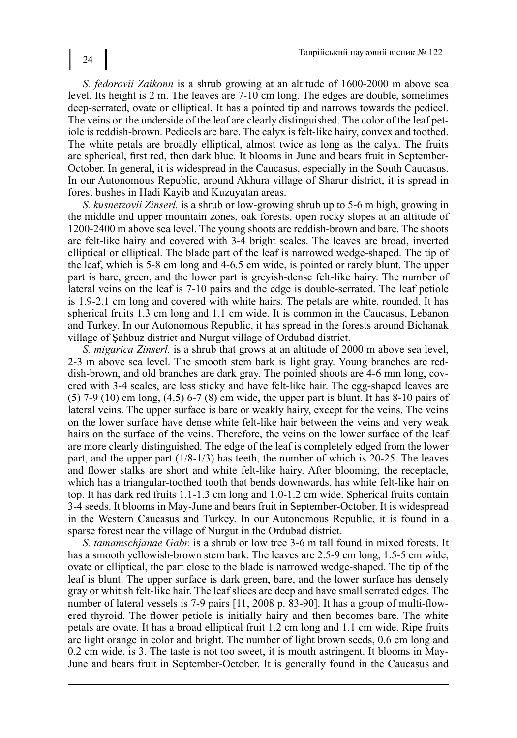*S. fedorovii Zaikonn* is a shrub growing at an altitude of 1600-2000 m above sea level. Its height is 2 m. The leaves are 7-10 cm long. The edges are double, sometimes deep-serrated, ovate or elliptical. It has a pointed tip and narrows towards the pedicel. The veins on the underside of the leaf are clearly distinguished. The color of the leaf petiole is reddish-brown. Pedicels are bare. The calyx is felt-like hairy, convex and toothed. The white petals are broadly elliptical, almost twice as long as the calyx. The fruits are spherical, first red, then dark blue. It blooms in June and bears fruit in September-October. In general, it is widespread in the Caucasus, especially in the South Caucasus. In our Autonomous Republic, around Akhura village of Sharur district, it is spread in forest bushes in Hadi Kayib and Kuzuyatan areas.

*S. kusnetzovii Zinserl.* is a shrub or low-growing shrub up to 5-6 m high, growing in the middle and upper mountain zones, oak forests, open rocky slopes at an altitude of 1200-2400 m above sea level. The young shoots are reddish-brown and bare. The shoots are felt-like hairy and covered with 3-4 bright scales. The leaves are broad, inverted elliptical or elliptical. The blade part of the leaf is narrowed wedge-shaped. The tip of the leaf, which is 5-8 cm long and 4-6.5 cm wide, is pointed or rarely blunt. The upper part is bare, green, and the lower part is greyish-dense felt-like hairy. The number of lateral veins on the leaf is 7-10 pairs and the edge is double-serrated. The leaf petiole is 1.9-2.1 cm long and covered with white hairs. The petals are white, rounded. It has spherical fruits 1.3 cm long and 1.1 cm wide. It is common in the Caucasus, Lebanon and Turkey. In our Autonomous Republic, it has spread in the forests around Bichanak village of Şahbuz district and Nurgut village of Ordubad district.

*S. migarica Zinserl.* is a shrub that grows at an altitude of 2000 m above sea level, 2-3 m above sea level. The smooth stem bark is light gray. Young branches are reddish-brown, and old branches are dark gray. The pointed shoots are 4-6 mm long, covered with 3-4 scales, are less sticky and have felt-like hair. The egg-shaped leaves are (5) 7-9 (10) cm long, (4.5) 6-7 (8) cm wide, the upper part is blunt. It has 8-10 pairs of lateral veins. The upper surface is bare or weakly hairy, except for the veins. The veins on the lower surface have dense white felt-like hair between the veins and very weak hairs on the surface of the veins. Therefore, the veins on the lower surface of the leaf are more clearly distinguished. The edge of the leaf is completely edged from the lower part, and the upper part (1/8-1/3) has teeth, the number of which is 20-25. The leaves and flower stalks are short and white felt-like hairy. After blooming, the receptacle, which has a triangular-toothed tooth that bends downwards, has white felt-like hair on top. It has dark red fruits 1.1-1.3 cm long and 1.0-1.2 cm wide. Spherical fruits contain 3-4 seeds. It blooms in May-June and bears fruit in September-October. It is widespread in the Western Caucasus and Turkey. In our Autonomous Republic, it is found in a sparse forest near the village of Nurgut in the Ordubad district.

*S. tamamschjanae Gabr.* is a shrub or low tree 3-6 m tall found in mixed forests. It has a smooth yellowish-brown stem bark. The leaves are 2.5-9 cm long, 1.5-5 cm wide, ovate or elliptical, the part close to the blade is narrowed wedge-shaped. The tip of the leaf is blunt. The upper surface is dark green, bare, and the lower surface has densely gray or whitish felt-like hair. The leaf slices are deep and have small serrated edges. The number of lateral vessels is 7-9 pairs [11, 2008 p. 83-90]. It has a group of multi-flowered thyroid. The flower petiole is initially hairy and then becomes bare. The white petals are ovate. It has a broad elliptical fruit 1.2 cm long and 1.1 cm wide. Ripe fruits are light orange in color and bright. The number of light brown seeds, 0.6 cm long and 0.2 cm wide, is 3. The taste is not too sweet, it is mouth astringent. It blooms in May-June and bears fruit in September-October. It is generally found in the Caucasus and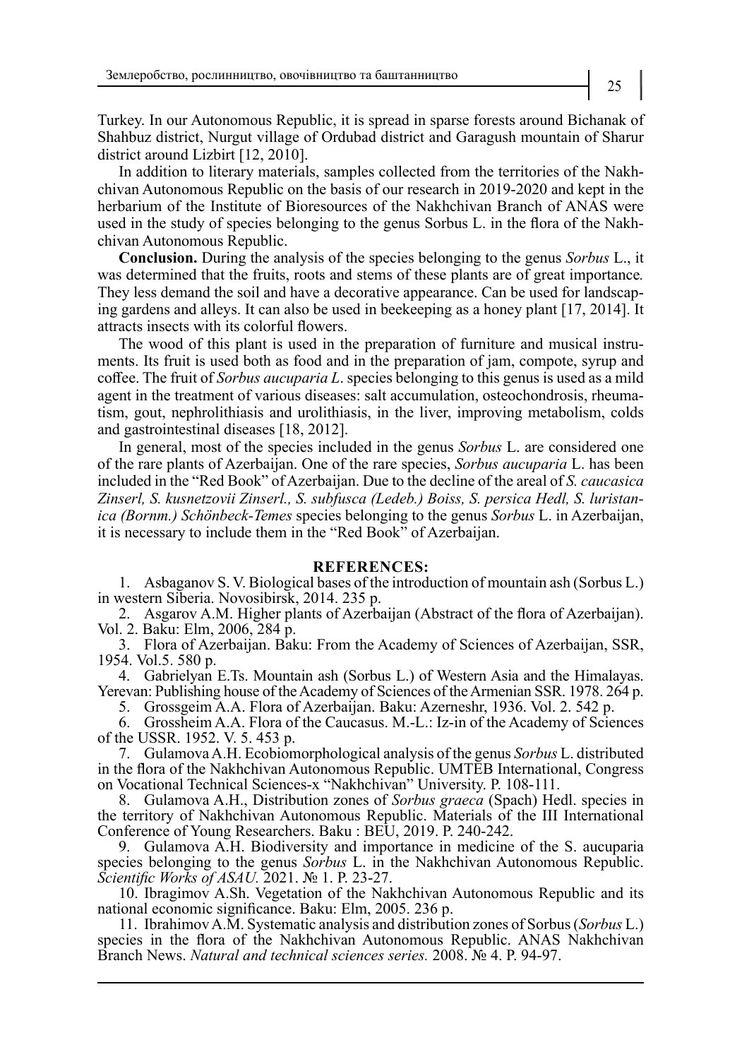Turkey. In our Autonomous Republic, it is spread in sparse forests around Bichanak of Shahbuz district, Nurgut village of Ordubad district and Garagush mountain of Sharur district around Lizbirt [12, 2010].

In addition to literary materials, samples collected from the territories of the Nakhchivan Autonomous Republic on the basis of our research in 2019-2020 and kept in the herbarium of the Institute of Bioresources of the Nakhchivan Branch of ANAS were used in the study of species belonging to the genus Sorbus L. in the flora of the Nakhchivan Autonomous Republic.

**Conclusion.** During the analysis of the species belonging to the genus *Sorbus* L., it was determined that the fruits, roots and stems of these plants are of great importance*.* They less demand the soil and have a decorative appearance. Can be used for landscaping gardens and alleys. It can also be used in beekeeping as a honey plant [17, 2014]. It attracts insects with its colorful flowers.

The wood of this plant is used in the preparation of furniture and musical instruments. Its fruit is used both as food and in the preparation of jam, compote, syrup and coffee. The fruit of *Sorbus aucuparia L*. species belonging to this genus is used as a mild agent in the treatment of various diseases: salt accumulation, osteochondrosis, rheumatism, gout, nephrolithiasis and urolithiasis, in the liver, improving metabolism, colds and gastrointestinal diseases [18, 2012].

In general, most of the species included in the genus *Sorbus* L. are considered one of the rare plants of Azerbaijan. One of the rare species, *Sorbus aucuparia* L. has been included in the "Red Book" of Azerbaijan. Due to the decline of the areal of *S. caucasica Zinserl, S. kusnetzovii Zinserl., S. subfusca (Ledeb.) Boiss, S. persica Hedl, S. luristanica (Bornm.) Schönbeck-Temes* species belonging to the genus *Sorbus* L. in Azerbaijan, it is necessary to include them in the "Red Book" of Azerbaijan.

## REFERENCES:

1. Asbaganov S. V. Biological bases of the introduction of mountain ash (Sorbus L.) in western Siberia. Novosibirsk, 2014. 235 p.
2. Asgarov A.M. Higher plants of Azerbaijan (Abstract of the flora of Azerbaijan). Vol. 2. Baku: Elm, 2006, 284 p.
3. Flora of Azerbaijan. Baku: From the Academy of Sciences of Azerbaijan, SSR, 1954. Vol.5. 580 p.
4. Gabrielyan E.Ts. Mountain ash (Sorbus L.) of Western Asia and the Himalayas. Yerevan: Publishing house of the Academy of Sciences of the Armenian SSR. 1978. 264 p.
5. Grossgeim A.A. Flora of Azerbaijan. Baku: Azerneshr, 1936. Vol. 2. 542 p.
6. Grossheim A.A. Flora of the Caucasus. M.-L.: Iz-in of the Academy of Sciences of the USSR. 1952. V. 5. 453 p.
7. Gulamova A.H. Ecobiomorphological analysis of the genus *Sorbus* L. distributed in the flora of the Nakhchivan Autonomous Republic. UMTEB International, Congress on Vocational Technical Sciences-x "Nakhchivan" University. P. 108-111.
8. Gulamova A.H., Distribution zones of *Sorbus graeca* (Spach) Hedl. species in the territory of Nakhchivan Autonomous Republic. Materials of the III International Conference of Young Researchers. Baku : BEU, 2019. P. 240-242.
9. Gulamova A.H. Biodiversity and importance in medicine of the S. aucuparia species belonging to the genus *Sorbus* L. in the Nakhchivan Autonomous Republic. *Scientific Works of ASAU.* 2021. № 1. P. 23-27.
10. Ibragimov A.Sh. Vegetation of the Nakhchivan Autonomous Republic and its national economic significance. Baku: Elm, 2005. 236 p.
11. Ibrahimov A.M. Systematic analysis and distribution zones of Sorbus (*Sorbus* L.) species in the flora of the Nakhchivan Autonomous Republic. ANAS Nakhchivan Branch News. *Natural and technical sciences series.* 2008. № 4. P. 94-97.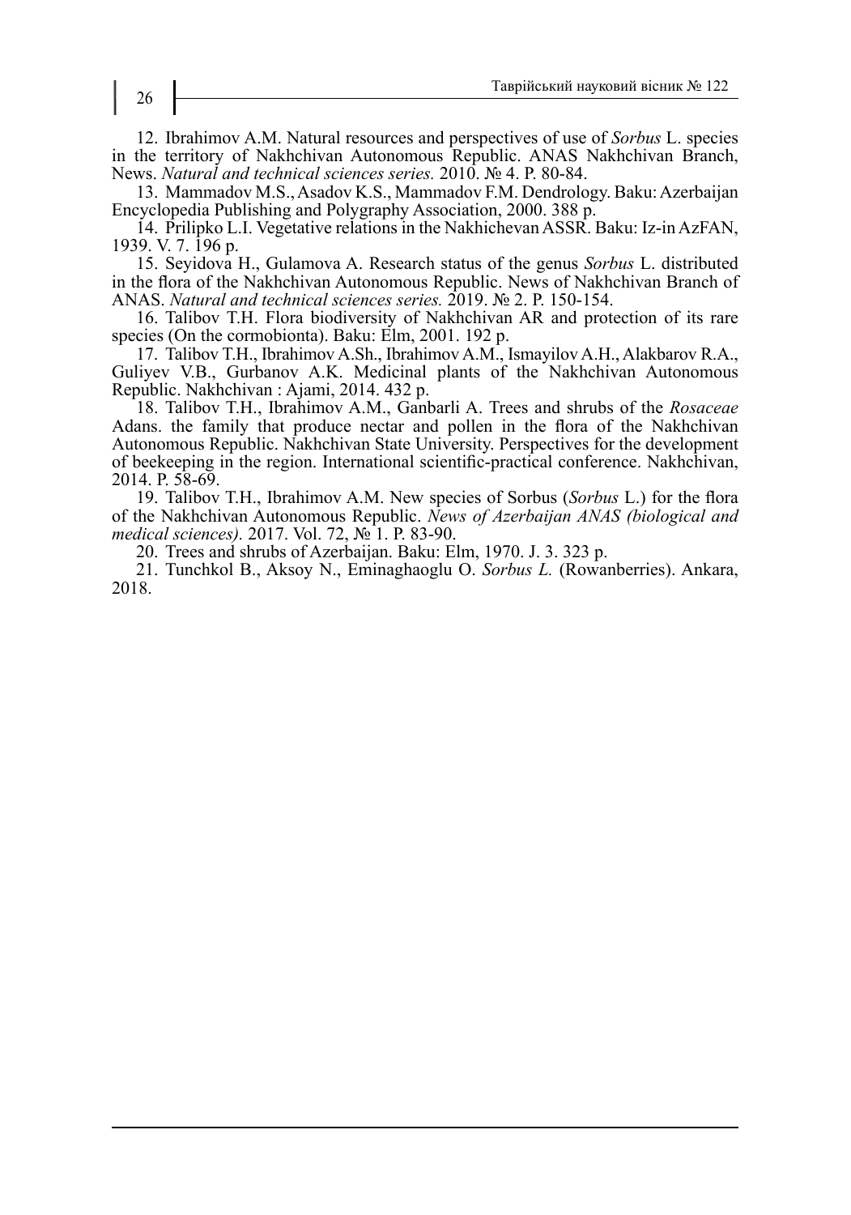12. Ibrahimov A.M. Natural resources and perspectives of use of *Sorbus* L. species in the territory of Nakhchivan Autonomous Republic. ANAS Nakhchivan Branch, News. *Natural and technical sciences series.* 2010. № 4. P. 80-84.

13. Mammadov M.S., Asadov K.S., Mammadov F.M. Dendrology. Baku: Azerbaijan Encyclopedia Publishing and Polygraphy Association, 2000. 388 p.

14. Prilipko L.I. Vegetative relations in the Nakhichevan ASSR. Baku: Iz-in AzFAN, 1939. V. 7. 196 p.

15. Seyidova H., Gulamova A. Research status of the genus *Sorbus* L. distributed in the flora of the Nakhchivan Autonomous Republic. News of Nakhchivan Branch of ANAS. *Natural and technical sciences series.* 2019. № 2. P. 150-154.

16. Talibov T.H. Flora biodiversity of Nakhchivan AR and protection of its rare species (On the cormobionta). Baku: Elm, 2001. 192 p.

17. Talibov T.H., Ibrahimov A.Sh., Ibrahimov A.M., Ismayilov A.H., Alakbarov R.A., Guliyev V.B., Gurbanov A.K. Medicinal plants of the Nakhchivan Autonomous Republic. Nakhchivan : Ajami, 2014. 432 p.

18. Talibov T.H., Ibrahimov A.M., Ganbarli A. Trees and shrubs of the *Rosaceae* Adans. the family that produce nectar and pollen in the flora of the Nakhchivan Autonomous Republic. Nakhchivan State University. Perspectives for the development of beekeeping in the region. International scientific-practical conference. Nakhchivan, 2014. P. 58-69.

19. Talibov T.H., Ibrahimov A.M. New species of Sorbus (*Sorbus* L.) for the flora of the Nakhchivan Autonomous Republic. *News of Azerbaijan ANAS (biological and medical sciences).* 2017. Vol. 72, № 1. P. 83-90.

20. Trees and shrubs of Azerbaijan. Baku: Elm, 1970. J. 3. 323 p.

21. Tunchkol B., Aksoy N., Eminaghaoglu O. *Sorbus L.* (Rowanberries). Ankara, 2018.